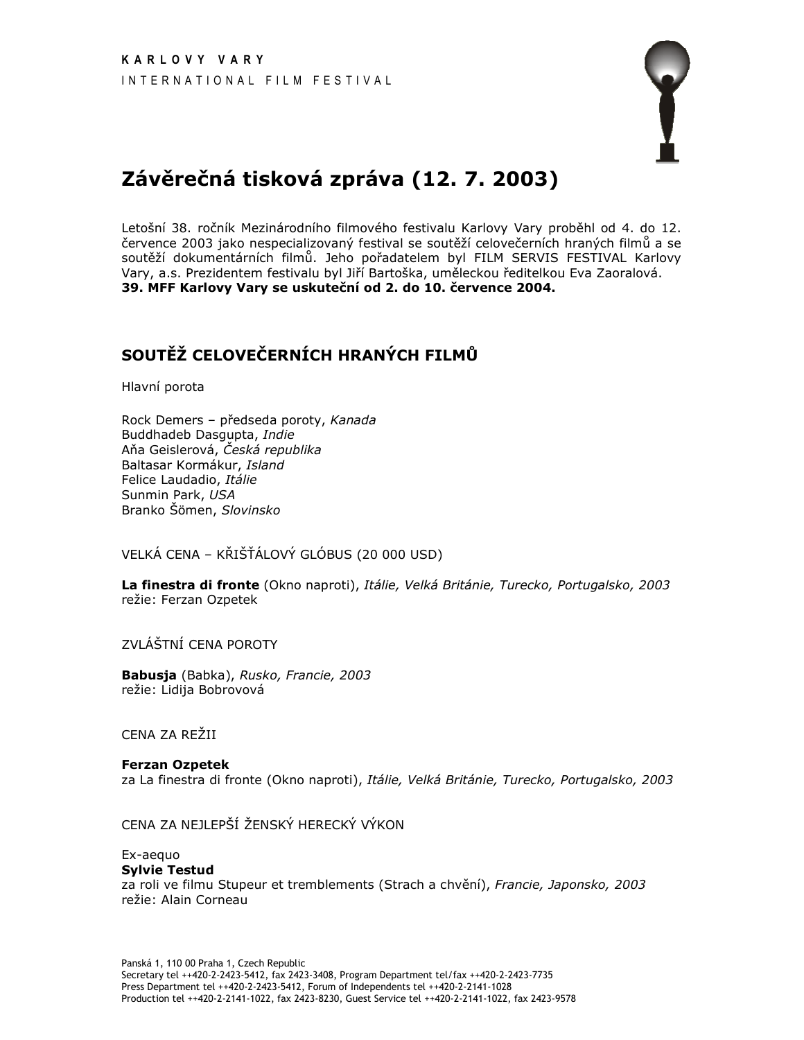**K A R L O V Y   V A R Y**

I N T E R N A T I O N A L   F I L M   F E S T I V A L

# Závěrečná tisková zpráva (12. 7. 2003)

Letošní 38. ročník Mezinárodního filmového festivalu Karlovy Vary proběhl od 4. do 12. července 2003 jako nespecializovaný festival se soutěží celovečerních hraných filmů a se soutěží dokumentárních filmů. Jeho pořadatelem byl FILM SERVIS FESTIVAL Karlovy Vary, a.s. Prezidentem festivalu byl Jiří Bartoška, uměleckou ředitelkou Eva Zaoralová.
**39. MFF Karlovy Vary se uskuteční od 2. do 10. července 2004.**

## SOUTĚŽ CELOVEČERNÍCH HRANÝCH FILMŮ

Hlavní porota

Rock Demers – předseda poroty, *Kanada*
Buddhadeb Dasgupta, *Indie*
Aňa Geislerová, *Česká republika*
Baltasar Kormákur, *Island*
Felice Laudadio, *Itálie*
Sunmin Park, *USA*
Branko Šömen, *Slovinsko*

VELKÁ CENA – KŘIŠŤÁLOVÝ GLÓBUS (20 000 USD)

**La finestra di fronte** (Okno naproti), *Itálie, Velká Británie, Turecko, Portugalsko, 2003*
režie: Ferzan Ozpetek

ZVLÁŠTNÍ CENA POROTY

**Babusja** (Babka), *Rusko, Francie, 2003*
režie: Lidija Bobrovová

CENA ZA REŽII

**Ferzan Ozpetek**
za La finestra di fronte (Okno naproti), *Itálie, Velká Británie, Turecko, Portugalsko, 2003*

CENA ZA NEJLEPŠÍ ŽENSKÝ HERECKÝ VÝKON

Ex-aequo
**Sylvie Testud**
za roli ve filmu Stupeur et tremblements (Strach a chvění), *Francie, Japonsko, 2003*
režie: Alain Corneau

Panská 1, 110 00 Praha 1, Czech Republic
Secretary tel ++420-2-2423-5412, fax 2423-3408, Program Department tel/fax ++420-2-2423-7735
Press Department tel ++420-2-2423-5412, Forum of Independents tel ++420-2-2141-1028
Production tel ++420-2-2141-1022, fax 2423-8230, Guest Service tel ++420-2-2141-1022, fax 2423-9578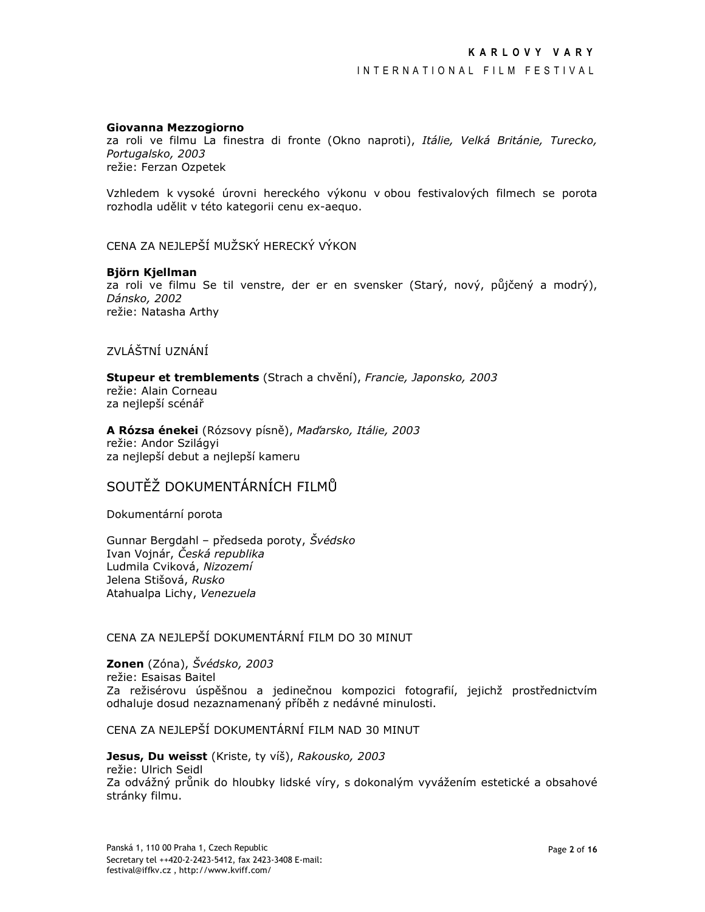**Giovanna Mezzogiorno**
za roli ve filmu La finestra di fronte (Okno naproti), *Itálie, Velká Británie, Turecko, Portugalsko, 2003*
režie: Ferzan Ozpetek

Vzhledem k vysoké úrovni hereckého výkonu v obou festivalových filmech se porota rozhodla udělit v této kategorii cenu ex-aequo.

CENA ZA NEJLEPŠÍ MUŽSKÝ HERECKÝ VÝKON

**Björn Kjellman**
za roli ve filmu Se til venstre, der er en svensker (Starý, nový, půjčený a modrý), *Dánsko, 2002*
režie: Natasha Arthy

ZVLÁŠTNÍ UZNÁNÍ

**Stupeur et tremblements** (Strach a chvění), *Francie, Japonsko, 2003*
režie: Alain Corneau
za nejlepší scénář

**A Rózsa énekei** (Rózsovy písně), *Maďarsko, Itálie, 2003*
režie: Andor Szilágyi
za nejlepší debut a nejlepší kameru

## SOUTĚŽ DOKUMENTÁRNÍCH FILMŮ

Dokumentární porota

Gunnar Bergdahl – předseda poroty, *Švédsko*
Ivan Vojnár, *Česká republika*
Ludmila Cviková, *Nizozemí*
Jelena Stišová, *Rusko*
Atahualpa Lichy, *Venezuela*

CENA ZA NEJLEPŠÍ DOKUMENTÁRNÍ FILM DO 30 MINUT

**Zonen** (Zóna), *Švédsko, 2003*
režie: Esaisas Baitel
Za režisérovu úspěšnou a jedinečnou kompozici fotografií, jejichž prostřednictvím odhaluje dosud nezaznamenaný příběh z nedávné minulosti.

CENA ZA NEJLEPŠÍ DOKUMENTÁRNÍ FILM NAD 30 MINUT

**Jesus, Du weisst** (Kriste, ty víš), *Rakousko, 2003*
režie: Ulrich Seidl
Za odvážný průnik do hloubky lidské víry, s dokonalým vyvážením estetické a obsahové stránky filmu.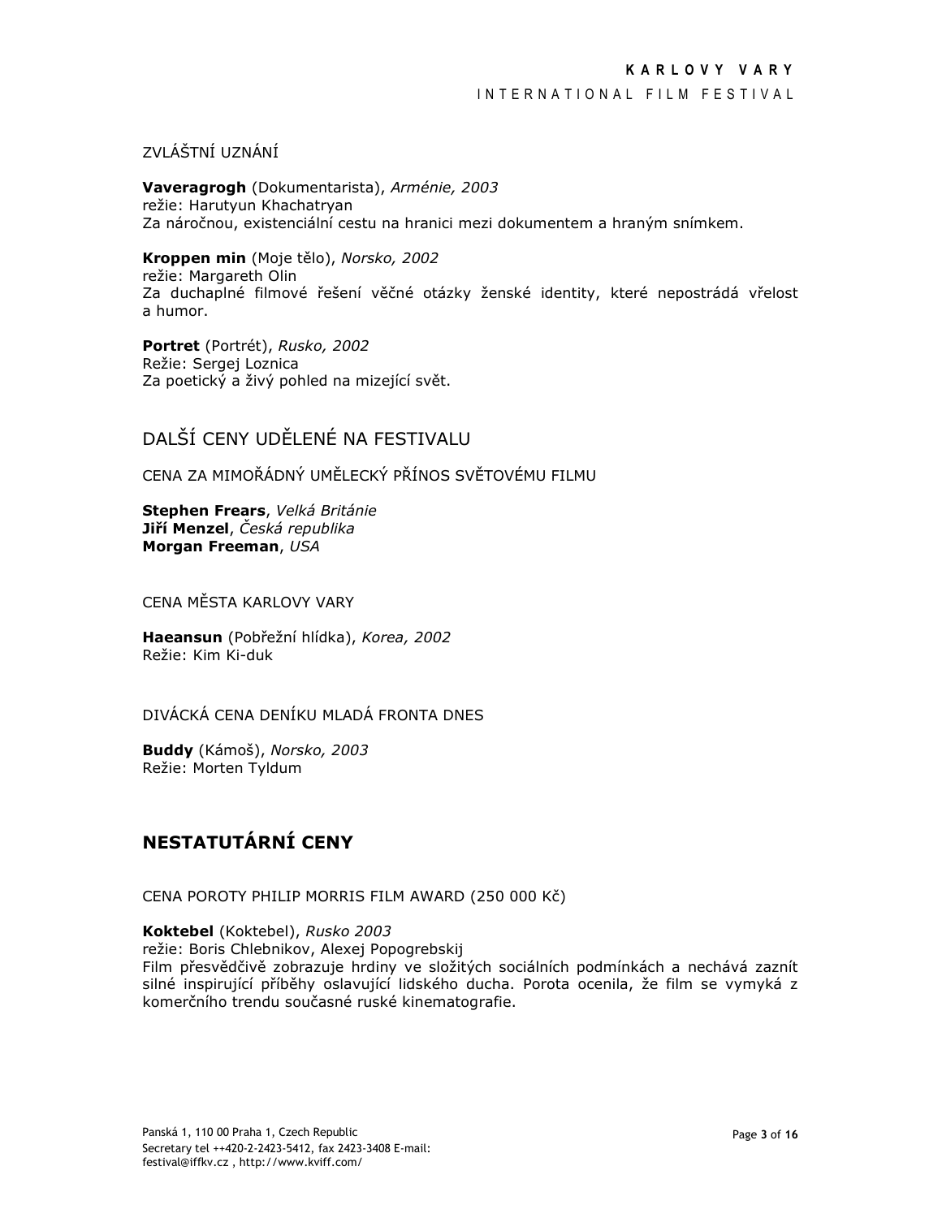ZVLÁŠTNÍ UZNÁNÍ

**Vaveragrogh** (Dokumentarista), *Arménie, 2003*
režie: Harutyun Khachatryan
Za náročnou, existenciální cestu na hranici mezi dokumentem a hraným snímkem.

**Kroppen min** (Moje tělo), *Norsko, 2002*
režie: Margareth Olin
Za duchaplné filmové řešení věčné otázky ženské identity, které nepostrádá vřelost a humor.

**Portret** (Portrét), *Rusko, 2002*
Režie: Sergej Loznica
Za poetický a živý pohled na mizející svět.

## DALŠÍ CENY UDĚLENÉ NA FESTIVALU

CENA ZA MIMOŘÁDNÝ UMĚLECKÝ PŘÍNOS SVĚTOVÉMU FILMU

**Stephen Frears**, *Velká Británie*
**Jiří Menzel**, *Česká republika*
**Morgan Freeman**, *USA*

CENA MĚSTA KARLOVY VARY

**Haeansun** (Pobřežní hlídka), *Korea, 2002*
Režie: Kim Ki-duk

DIVÁCKÁ CENA DENÍKU MLADÁ FRONTA DNES

**Buddy** (Kámoš), *Norsko, 2003*
Režie: Morten Tyldum

## NESTATUTÁRNÍ CENY

CENA POROTY PHILIP MORRIS FILM AWARD (250 000 Kč)

**Koktebel** (Koktebel), *Rusko 2003*
režie: Boris Chlebnikov, Alexej Popogrebskij
Film přesvědčivě zobrazuje hrdiny ve složitých sociálních podmínkách a nechává zaznít silné inspirující příběhy oslavující lidského ducha. Porota ocenila, že film se vymyká z komerčního trendu současné ruské kinematografie.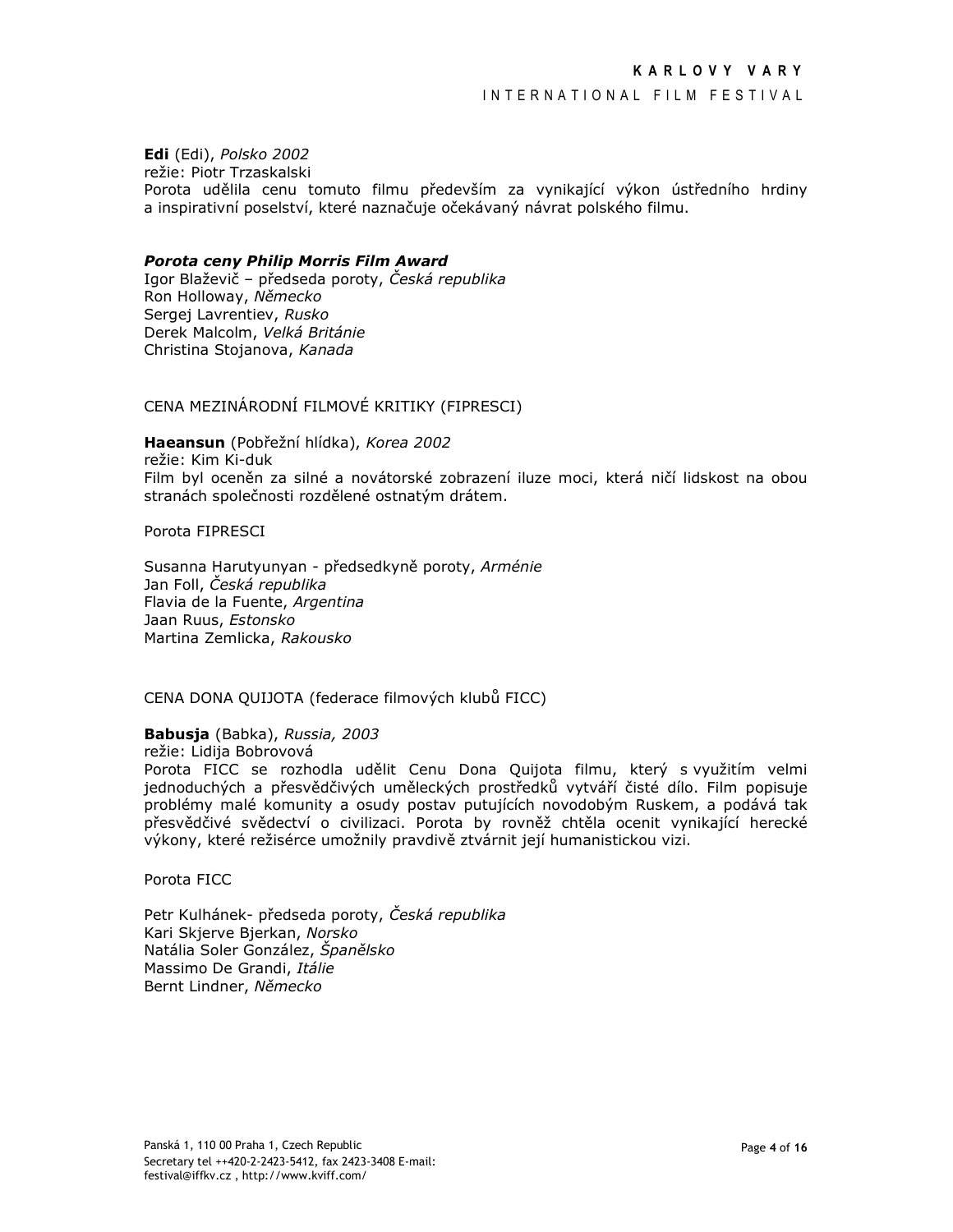**Edi** (Edi), *Polsko 2002*
režie: Piotr Trzaskalski
Porota udělila cenu tomuto filmu především za vynikající výkon ústředního hrdiny a inspirativní poselství, které naznačuje očekávaný návrat polského filmu.

***Porota ceny Philip Morris Film Award***
Igor Blaževič – předseda poroty, *Česká republika*
Ron Holloway, *Německo*
Sergej Lavrentiev, *Rusko*
Derek Malcolm, *Velká Británie*
Christina Stojanova, *Kanada*

CENA MEZINÁRODNÍ FILMOVÉ KRITIKY (FIPRESCI)

**Haeansun** (Pobřežní hlídka), *Korea 2002*
režie: Kim Ki-duk
Film byl oceněn za silné a novátorské zobrazení iluze moci, která ničí lidskost na obou stranách společnosti rozdělené ostnatým drátem.

Porota FIPRESCI

Susanna Harutyunyan - předsedkyně poroty, *Arménie*
Jan Foll, *Česká republika*
Flavia de la Fuente, *Argentina*
Jaan Ruus, *Estonsko*
Martina Zemlicka, *Rakousko*

CENA DONA QUIJOTA (federace filmových klubů FICC)

**Babusja** (Babka), *Russia, 2003*
režie: Lidija Bobrovová
Porota FICC se rozhodla udělit Cenu Dona Quijota filmu, který s využitím velmi jednoduchých a přesvědčivých uměleckých prostředků vytváří čisté dílo. Film popisuje problémy malé komunity a osudy postav putujících novodobým Ruskem, a podává tak přesvědčivé svědectví o civilizaci. Porota by rovněž chtěla ocenit vynikající herecké výkony, které režisérce umožnily pravdivě ztvárnit její humanistickou vizi.

Porota FICC

Petr Kulhánek- předseda poroty, *Česká republika*
Kari Skjerve Bjerkan, *Norsko*
Natália Soler González, *Španělsko*
Massimo De Grandi, *Itálie*
Bernt Lindner, *Německo*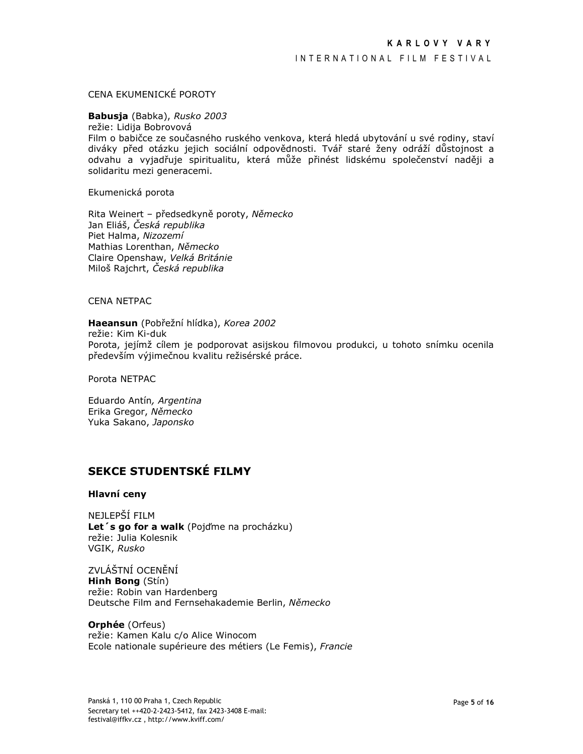CENA EKUMENICKÉ POROTY

**Babusja** (Babka), *Rusko 2003*
režie: Lidija Bobrovová
Film o babičce ze současného ruského venkova, která hledá ubytování u své rodiny, staví diváky před otázku jejich sociální odpovědnosti. Tvář staré ženy odráží důstojnost a odvahu a vyjadřuje spiritualitu, která může přinést lidskému společenství naději a solidaritu mezi generacemi.

Ekumenická porota

Rita Weinert – předsedkyně poroty, *Německo*
Jan Eliáš, *Česká republika*
Piet Halma, *Nizozemí*
Mathias Lorenthan, *Německo*
Claire Openshaw, *Velká Británie*
Miloš Rajchrt, *Česká republika*

CENA NETPAC

**Haeansun** (Pobřežní hlídka), *Korea 2002*
režie: Kim Ki-duk
Porota, jejímž cílem je podporovat asijskou filmovou produkci, u tohoto snímku ocenila především výjimečnou kvalitu režisérské práce.

Porota NETPAC

Eduardo Antín*, Argentina*
Erika Gregor, *Německo*
Yuka Sakano, *Japonsko*

## SEKCE STUDENTSKÉ FILMY

**Hlavní ceny**

NEJLEPŠÍ FILM
**Let´s go for a walk** (Pojďme na procházku)
režie: Julia Kolesnik
VGIK, *Rusko*

ZVLÁŠTNÍ OCENĚNÍ
**Hinh Bong** (Stín)
režie: Robin van Hardenberg
Deutsche Film and Fernsehakademie Berlin, *Německo*

**Orphée** (Orfeus)
režie: Kamen Kalu c/o Alice Winocom
Ecole nationale supérieure des métiers (Le Femis), *Francie*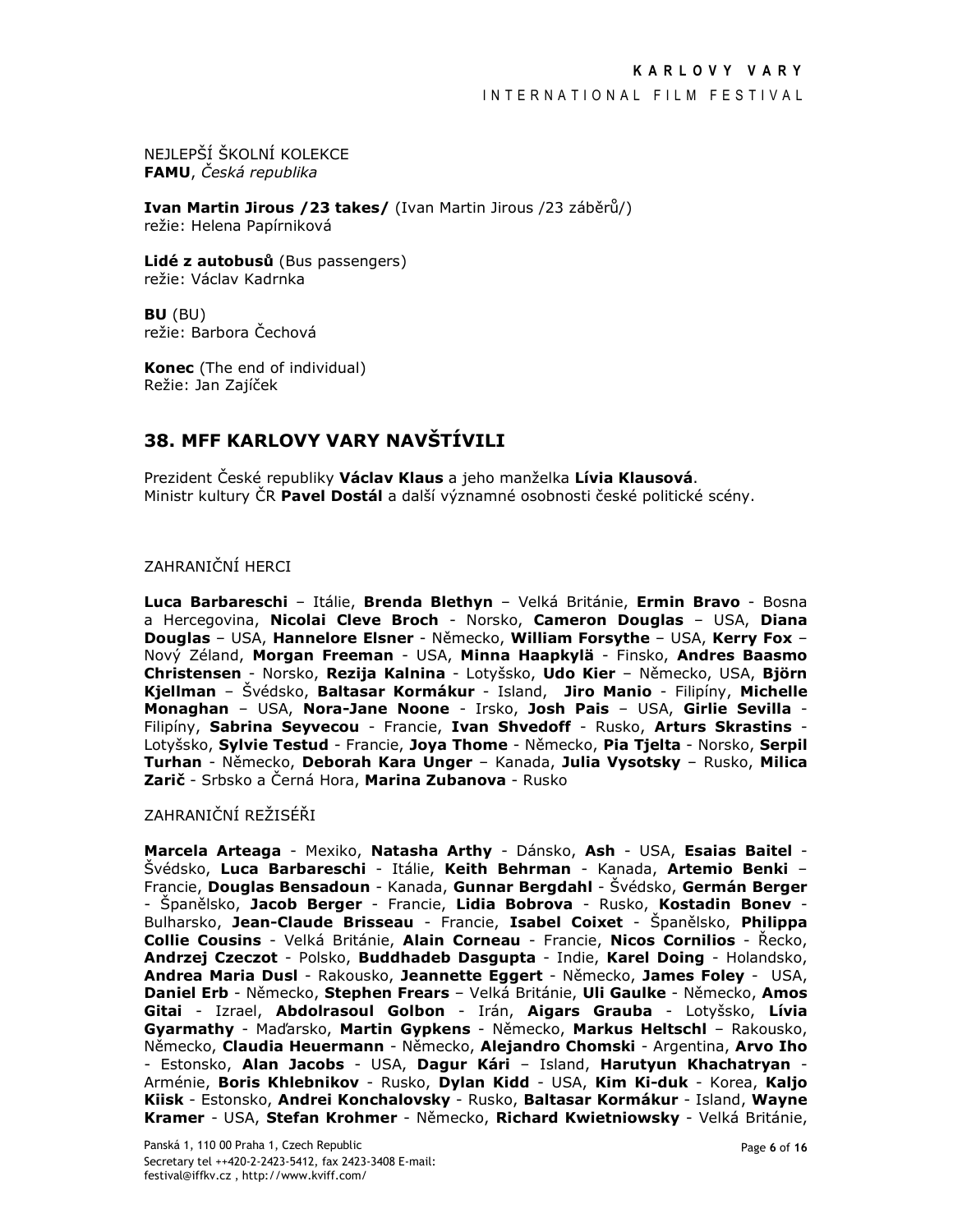NEJLEPŠÍ ŠKOLNÍ KOLEKCE
**FAMU**, *Česká republika*

**Ivan Martin Jirous /23 takes/** (Ivan Martin Jirous /23 záběrů/)
režie: Helena Papírniková

**Lidé z autobusů** (Bus passengers)
režie: Václav Kadrnka

**BU** (BU)
režie: Barbora Čechová

**Konec** (The end of individual)
Režie: Jan Zajíček

## 38. MFF KARLOVY VARY NAVŠTÍVILI

Prezident České republiky **Václav Klaus** a jeho manželka **Lívia Klausová**.
Ministr kultury ČR **Pavel Dostál** a další významné osobnosti české politické scény.

ZAHRANIČNÍ HERCI

**Luca Barbareschi** – Itálie, **Brenda Blethyn** – Velká Británie, **Ermin Bravo** - Bosna a Hercegovina, **Nicolai Cleve Broch** - Norsko, **Cameron Douglas** – USA, **Diana Douglas** – USA, **Hannelore Elsner** - Německo, **William Forsythe** – USA, **Kerry Fox** – Nový Zéland, **Morgan Freeman** - USA, **Minna Haapkylä** - Finsko, **Andres Baasmo Christensen** - Norsko, **Rezija Kalnina** - Lotyšsko, **Udo Kier** – Německo, USA, **Björn Kjellman** – Švédsko, **Baltasar Kormákur** - Island, **Jiro Manio** - Filipíny, **Michelle Monaghan** – USA, **Nora-Jane Noone** - Irsko, **Josh Pais** – USA, **Girlie Sevilla** - Filipíny, **Sabrina Seyvecou** - Francie, **Ivan Shvedoff** - Rusko, **Arturs Skrastins** - Lotyšsko, **Sylvie Testud** - Francie, **Joya Thome** - Německo, **Pia Tjelta** - Norsko, **Serpil Turhan** - Německo, **Deborah Kara Unger** – Kanada, **Julia Vysotsky** – Rusko, **Milica Zarič** - Srbsko a Černá Hora, **Marina Zubanova** - Rusko

ZAHRANIČNÍ REŽISÉŘI

**Marcela Arteaga** - Mexiko, **Natasha Arthy** - Dánsko, **Ash** - USA, **Esaias Baitel** - Švédsko, **Luca Barbareschi** - Itálie, **Keith Behrman** - Kanada, **Artemio Benki** – Francie, **Douglas Bensadoun** - Kanada, **Gunnar Bergdahl** - Švédsko, **Germán Berger** - Španělsko, **Jacob Berger** - Francie, **Lidia Bobrova** - Rusko, **Kostadin Bonev** - Bulharsko, **Jean-Claude Brisseau** - Francie, **Isabel Coixet** - Španělsko, **Philippa Collie Cousins** - Velká Británie, **Alain Corneau** - Francie, **Nicos Cornilios** - Řecko, **Andrzej Czeczot** - Polsko, **Buddhadeb Dasgupta** - Indie, **Karel Doing** - Holandsko, **Andrea Maria Dusl** - Rakousko, **Jeannette Eggert** - Německo, **James Foley** - USA, **Daniel Erb** - Německo, **Stephen Frears** – Velká Británie, **Uli Gaulke** - Německo, **Amos Gitai** - Izrael, **Abdolrasoul Golbon** - Irán, **Aigars Grauba** - Lotyšsko, **Lívia Gyarmathy** - Maďarsko, **Martin Gypkens** - Německo, **Markus Heltschl** – Rakousko, Německo, **Claudia Heuermann** - Německo, **Alejandro Chomski** - Argentina, **Arvo Iho** - Estonsko, **Alan Jacobs** - USA, **Dagur Kári** – Island, **Harutyun Khachatryan** - Arménie, **Boris Khlebnikov** - Rusko, **Dylan Kidd** - USA, **Kim Ki-duk** - Korea, **Kaljo Kiisk** - Estonsko, **Andrei Konchalovsky** - Rusko, **Baltasar Kormákur** - Island, **Wayne Kramer** - USA, **Stefan Krohmer** - Německo, **Richard Kwietniowsky** - Velká Británie,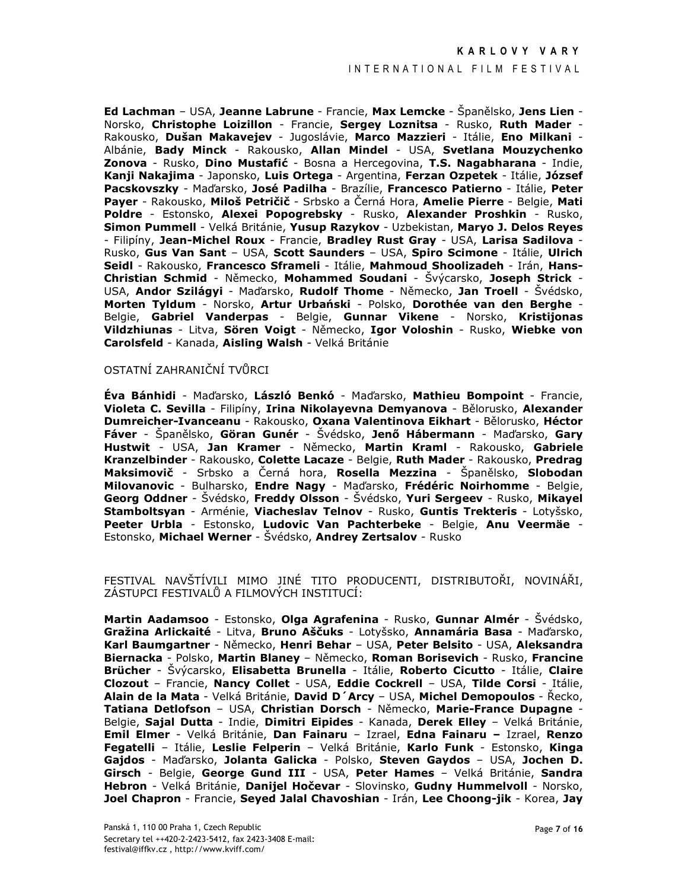**Ed Lachman** – USA, **Jeanne Labrune** - Francie, **Max Lemcke** - Španělsko, **Jens Lien** - Norsko, **Christophe Loizillon** - Francie, **Sergey Loznitsa** - Rusko, **Ruth Mader** - Rakousko, **Dušan Makavejev** - Jugoslávie, **Marco Mazzieri** - Itálie, **Eno Milkani** - Albánie, **Bady Minck** - Rakousko, **Allan Mindel** - USA, **Svetlana Mouzychenko Zonova** - Rusko, **Dino Mustafić** - Bosna a Hercegovina, **T.S. Nagabharana** - Indie, **Kanji Nakajima** - Japonsko, **Luis Ortega** - Argentina, **Ferzan Ozpetek** - Itálie, **József Pacskovszky** - Maďarsko, **José Padilha** - Brazílie, **Francesco Patierno** - Itálie, **Peter Payer** - Rakousko, **Miloš Petričič** - Srbsko a Černá Hora, **Amelie Pierre** - Belgie, **Mati Poldre** - Estonsko, **Alexei Popogrebsky** - Rusko, **Alexander Proshkin** - Rusko, **Simon Pummell** - Velká Británie, **Yusup Razykov** - Uzbekistan, **Maryo J. Delos Reyes** - Filipíny, **Jean-Michel Roux** - Francie, **Bradley Rust Gray** - USA, **Larisa Sadilova** - Rusko, **Gus Van Sant** – USA, **Scott Saunders** – USA, **Spiro Scimone** - Itálie, **Ulrich Seidl** - Rakousko, **Francesco Sframeli** - Itálie, **Mahmoud Shoolizadeh** - Irán, **Hans-Christian Schmid** - Německo, **Mohammed Soudani** - Švýcarsko, **Joseph Strick** - USA, **Andor Szilágyi** - Maďarsko, **Rudolf Thome** - Německo, **Jan Troell** - Švédsko, **Morten Tyldum** - Norsko, **Artur Urbański** - Polsko, **Dorothée van den Berghe** - Belgie, **Gabriel Vanderpas** - Belgie, **Gunnar Vikene** - Norsko, **Kristijonas Vildzhiunas** - Litva, **Sören Voigt** - Německo, **Igor Voloshin** - Rusko, **Wiebke von Carolsfeld** - Kanada, **Aisling Walsh** - Velká Británie

OSTATNÍ ZAHRANIČNÍ TVŮRCI

**Éva Bánhidi** - Maďarsko, **László Benkó** - Maďarsko, **Mathieu Bompoint** - Francie, **Violeta C. Sevilla** - Filipíny, **Irina Nikolayevna Demyanova** - Bělorusko, **Alexander Dumreicher-Ivanceanu** - Rakousko, **Oxana Valentinova Eikhart** - Bělorusko, **Héctor Fáver** - Španělsko, **Göran Gunér** - Švédsko, **Jenő Hábermann** - Maďarsko, **Gary Hustwit** - USA, **Jan Kramer** - Německo, **Martin Kraml** - Rakousko, **Gabriele Kranzelbinder** - Rakousko, **Colette Lacaze** - Belgie, **Ruth Mader** - Rakousko, **Predrag Maksimovič** - Srbsko a Černá hora, **Rosella Mezzina** - Španělsko, **Slobodan Milovanovic** - Bulharsko, **Endre Nagy** - Maďarsko, **Frédéric Noirhomme** - Belgie, **Georg Oddner** - Švédsko, **Freddy Olsson** - Švédsko, **Yuri Sergeev** - Rusko, **Mikayel Stamboltsyan** - Arménie, **Viacheslav Telnov** - Rusko, **Guntis Trekteris** - Lotyšsko, **Peeter Urbla** - Estonsko, **Ludovic Van Pachterbeke** - Belgie, **Anu Veermäe** - Estonsko, **Michael Werner** - Švédsko, **Andrey Zertsalov** - Rusko

FESTIVAL NAVŠTÍVILI MIMO JINÉ TITO PRODUCENTI, DISTRIBUTOŘI, NOVINÁŘI, ZÁSTUPCI FESTIVALŮ A FILMOVÝCH INSTITUCÍ:

**Martin Aadamsoo** - Estonsko, **Olga Agrafenina** - Rusko, **Gunnar Almér** - Švédsko, **Gražina Arlickaité** - Litva, **Bruno Aščuks** - Lotyšsko, **Annamária Basa** - Maďarsko, **Karl Baumgartner** - Německo, **Henri Behar** – USA, **Peter Belsito** - USA, **Aleksandra Biernacka** - Polsko, **Martin Blaney** – Německo, **Roman Borisevich** - Rusko, **Francine Brücher** - Švýcarsko, **Elisabetta Brunella** - Itálie, **Roberto Cicutto** - Itálie, **Claire Clozout** – Francie, **Nancy Collet** - USA, **Eddie Cockrell** – USA, **Tilde Corsi** - Itálie, **Alain de la Mata** - Velká Británie, **David D´Arcy** – USA, **Michel Demopoulos** - Řecko, **Tatiana Detlofson** – USA, **Christian Dorsch** - Německo, **Marie-France Dupagne** - Belgie, **Sajal Dutta** - Indie, **Dimitri Eipides** - Kanada, **Derek Elley** – Velká Británie, **Emil Elmer** - Velká Británie, **Dan Fainaru** – Izrael, **Edna Fainaru –** Izrael, **Renzo Fegatelli** – Itálie, **Leslie Felperin** – Velká Británie, **Karlo Funk** - Estonsko, **Kinga Gajdos** - Maďarsko, **Jolanta Galicka** - Polsko, **Steven Gaydos** – USA, **Jochen D. Girsch** - Belgie, **George Gund III** - USA, **Peter Hames –** Velká Británie, **Sandra Hebron** - Velká Británie, **Danijel Hočevar** - Slovinsko, **Gudny Hummelvoll** - Norsko, **Joel Chapron** - Francie, **Seyed Jalal Chavoshian** - Irán, **Lee Choong-jik** - Korea, **Jay**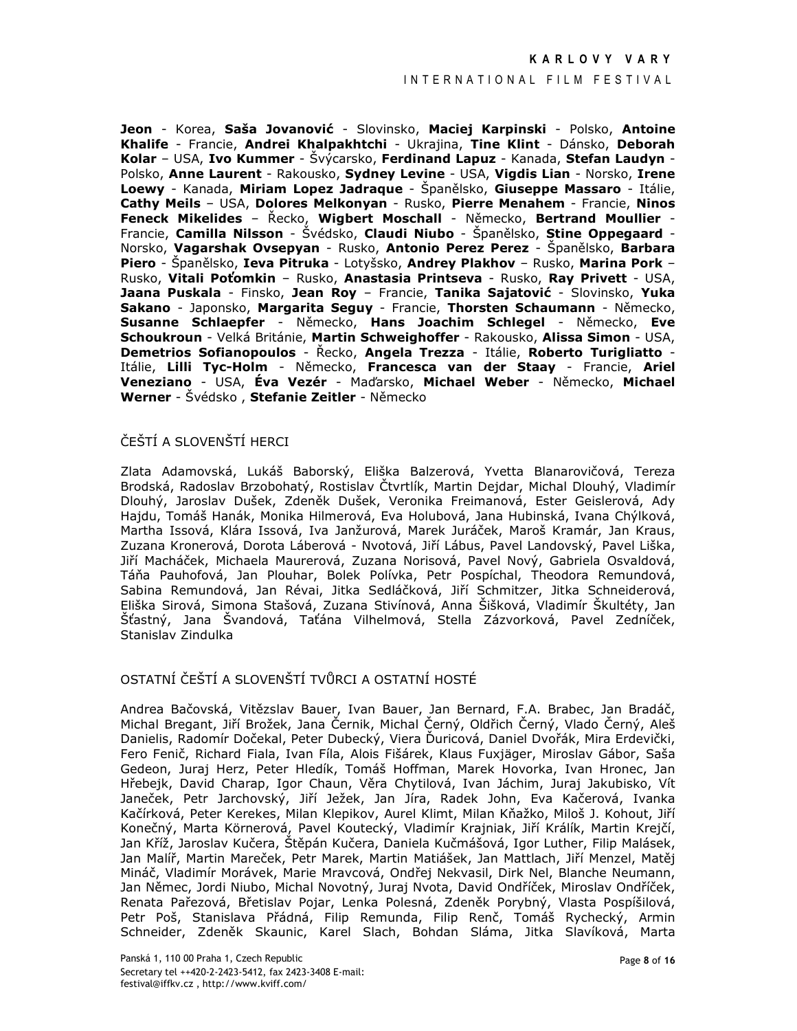**Jeon** - Korea, **Saša Jovanović** - Slovinsko, **Maciej Karpinski** - Polsko, **Antoine Khalife** - Francie, **Andrei Khalpakhtchi** - Ukrajina, **Tine Klint** - Dánsko, **Deborah Kolar** – USA, **Ivo Kummer** - Švýcarsko, **Ferdinand Lapuz** - Kanada, **Stefan Laudyn** - Polsko, **Anne Laurent** - Rakousko, **Sydney Levine** - USA, **Vigdis Lian** - Norsko, **Irene Loewy** - Kanada, **Miriam Lopez Jadraque** - Španělsko, **Giuseppe Massaro** - Itálie, **Cathy Meils** – USA, **Dolores Melkonyan** - Rusko, **Pierre Menahem** - Francie, **Ninos Feneck Mikelides** – Řecko, **Wigbert Moschall** - Německo, **Bertrand Moullier** - Francie, **Camilla Nilsson** - Švédsko, **Claudi Niubo** - Španělsko, **Stine Oppegaard** - Norsko, **Vagarshak Ovsepyan** - Rusko, **Antonio Perez Perez** - Španělsko, **Barbara Piero** - Španělsko, **Ieva Pitruka** - Lotyšsko, **Andrey Plakhov** – Rusko, **Marina Pork** – Rusko, **Vitali Poťomkin** – Rusko, **Anastasia Printseva** - Rusko, **Ray Privett** - USA, **Jaana Puskala** - Finsko, **Jean Roy** – Francie, **Tanika Sajatović** - Slovinsko, **Yuka Sakano** - Japonsko, **Margarita Seguy** - Francie, **Thorsten Schaumann** - Německo, **Susanne Schlaepfer** - Německo, **Hans Joachim Schlegel** - Německo, **Eve Schoukroun** - Velká Británie, **Martin Schweighoffer** - Rakousko, **Alissa Simon** - USA, **Demetrios Sofianopoulos** - Řecko, **Angela Trezza** - Itálie, **Roberto Turigliatto** - Itálie, **Lilli Tyc-Holm** - Německo, **Francesca van der Staay** - Francie, **Ariel Veneziano** - USA, **Éva Vezér** - Maďarsko, **Michael Weber** - Německo, **Michael Werner** - Švédsko , **Stefanie Zeitler** - Německo

## ČEŠTÍ A SLOVENŠTÍ HERCI

Zlata Adamovská, Lukáš Baborský, Eliška Balzerová, Yvetta Blanarovičová, Tereza Brodská, Radoslav Brzobohatý, Rostislav Čtvrtlík, Martin Dejdar, Michal Dlouhý, Vladimír Dlouhý, Jaroslav Dušek, Zdeněk Dušek, Veronika Freimanová, Ester Geislerová, Ady Hajdu, Tomáš Hanák, Monika Hilmerová, Eva Holubová, Jana Hubinská, Ivana Chýlková, Martha Issová, Klára Issová, Iva Janžurová, Marek Juráček, Maroš Kramár, Jan Kraus, Zuzana Kronerová, Dorota Láberová - Nvotová, Jiří Lábus, Pavel Landovský, Pavel Liška, Jiří Macháček, Michaela Maurerová, Zuzana Norisová, Pavel Nový, Gabriela Osvaldová, Táňa Pauhofová, Jan Plouhar, Bolek Polívka, Petr Pospíchal, Theodora Remundová, Sabina Remundová, Jan Révai, Jitka Sedláčková, Jiří Schmitzer, Jitka Schneiderová, Eliška Sirová, Simona Stašová, Zuzana Stivínová, Anna Šišková, Vladimír Škultéty, Jan Šťastný, Jana Švandová, Taťána Vilhelmová, Stella Zázvorková, Pavel Zedníček, Stanislav Zindulka

## OSTATNÍ ČEŠTÍ A SLOVENŠTÍ TVŮRCI A OSTATNÍ HOSTÉ

Andrea Bačovská, Vitězslav Bauer, Ivan Bauer, Jan Bernard, F.A. Brabec, Jan Bradáč, Michal Bregant, Jiří Brožek, Jana Černik, Michal Černý, Oldřich Černý, Vlado Černý, Aleš Danielis, Radomír Dočekal, Peter Dubecký, Viera Ďuricová, Daniel Dvořák, Mira Erdevički, Fero Fenič, Richard Fiala, Ivan Fíla, Alois Fišárek, Klaus Fuxjäger, Miroslav Gábor, Saša Gedeon, Juraj Herz, Peter Hledík, Tomáš Hoffman, Marek Hovorka, Ivan Hronec, Jan Hřebejk, David Charap, Igor Chaun, Věra Chytilová, Ivan Jáchim, Juraj Jakubisko, Vít Janeček, Petr Jarchovský, Jiří Ježek, Jan Jíra, Radek John, Eva Kačerová, Ivanka Kačírková, Peter Kerekes, Milan Klepikov, Aurel Klimt, Milan Kňažko, Miloš J. Kohout, Jiří Konečný, Marta Körnerová, Pavel Koutecký, Vladimír Krajniak, Jiří Králík, Martin Krejčí, Jan Kříž, Jaroslav Kučera, Štěpán Kučera, Daniela Kučmášová, Igor Luther, Filip Malásek, Jan Malíř, Martin Mareček, Petr Marek, Martin Matiášek, Jan Mattlach, Jiří Menzel, Matěj Mináč, Vladimír Morávek, Marie Mravcová, Ondřej Nekvasil, Dirk Nel, Blanche Neumann, Jan Němec, Jordi Niubo, Michal Novotný, Juraj Nvota, David Ondříček, Miroslav Ondříček, Renata Pařezová, Břetislav Pojar, Lenka Polesná, Zdeněk Porybný, Vlasta Pospíšilová, Petr Poš, Stanislava Přádná, Filip Remunda, Filip Renč, Tomáš Rychecký, Armin Schneider, Zdeněk Skaunic, Karel Slach, Bohdan Sláma, Jitka Slavíková, Marta

Panská 1, 110 00 Praha 1, Czech Republic
Secretary tel ++420-2-2423-5412, fax 2423-3408 E-mail:
festival@iffkv.cz , http://www.kviff.com/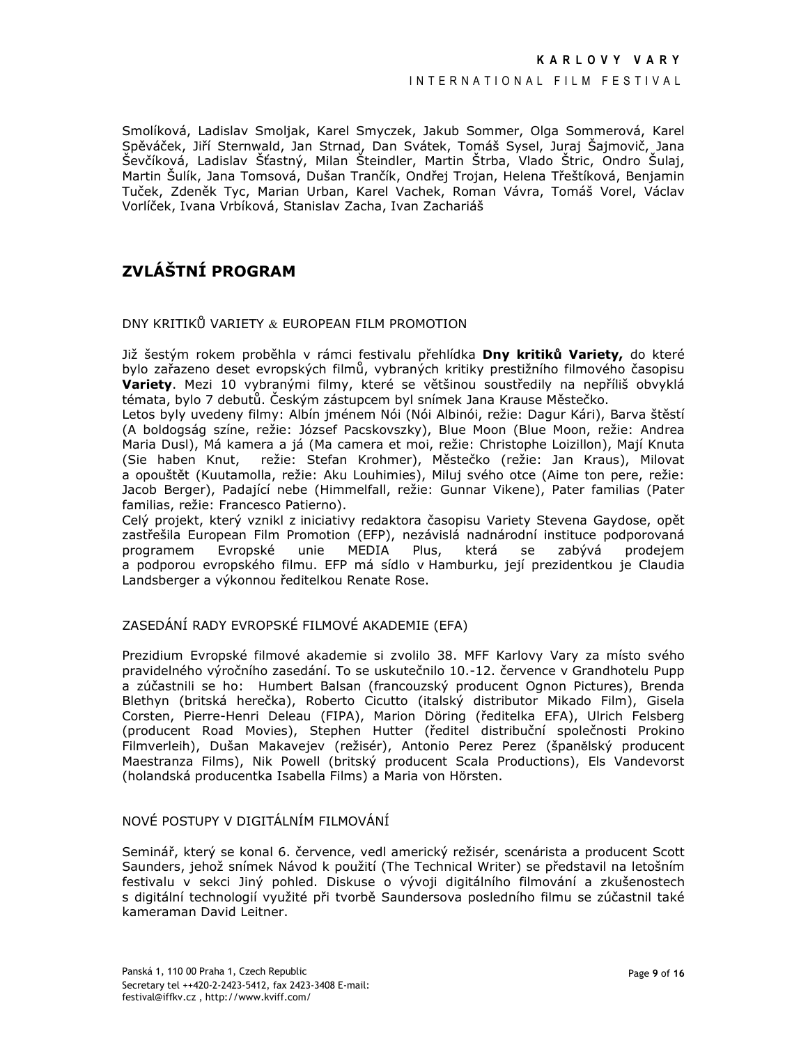Smolíková, Ladislav Smoljak, Karel Smyczek, Jakub Sommer, Olga Sommerová, Karel Spěváček, Jiří Sternwald, Jan Strnad, Dan Svátek, Tomáš Sysel, Juraj Šajmovič, Jana Ševčíková, Ladislav Šťastný, Milan Šteindler, Martin Štrba, Vlado Štric, Ondro Šulaj, Martin Šulík, Jana Tomsová, Dušan Trančík, Ondřej Trojan, Helena Třeštíková, Benjamin Tuček, Zdeněk Tyc, Marian Urban, Karel Vachek, Roman Vávra, Tomáš Vorel, Václav Vorlíček, Ivana Vrbíková, Stanislav Zacha, Ivan Zachariáš

## ZVLÁŠTNÍ PROGRAM

### DNY KRITIKŮ VARIETY & EUROPEAN FILM PROMOTION

Již šestým rokem proběhla v rámci festivalu přehlídka **Dny kritiků Variety,** do které bylo zařazeno deset evropských filmů, vybraných kritiky prestižního filmového časopisu **Variety**. Mezi 10 vybranými filmy, které se většinou soustředily na nepříliš obvyklá témata, bylo 7 debutů. Českým zástupcem byl snímek Jana Krause Městečko.

Letos byly uvedeny filmy: Albín jménem Nói (Nói Albinói, režie: Dagur Kári), Barva štěstí (A boldogság színe, režie: József Pacskovszky), Blue Moon (Blue Moon, režie: Andrea Maria Dusl), Má kamera a já (Ma camera et moi, režie: Christophe Loizillon), Mají Knuta (Sie haben Knut, režie: Stefan Krohmer), Městečko (režie: Jan Kraus), Milovat a opouštět (Kuutamolla, režie: Aku Louhimies), Miluj svého otce (Aime ton pere, režie: Jacob Berger), Padající nebe (Himmelfall, režie: Gunnar Vikene), Pater familias (Pater familias, režie: Francesco Patierno).

Celý projekt, který vznikl z iniciativy redaktora časopisu Variety Stevena Gaydose, opět zastřešila European Film Promotion (EFP), nezávislá nadnárodní instituce podporovaná programem Evropské unie MEDIA Plus, která se zabývá prodejem a podporou evropského filmu. EFP má sídlo v Hamburku, její prezidentkou je Claudia Landsberger a výkonnou ředitelkou Renate Rose.

### ZASEDÁNÍ RADY EVROPSKÉ FILMOVÉ AKADEMIE (EFA)

Prezidium Evropské filmové akademie si zvolilo 38. MFF Karlovy Vary za místo svého pravidelného výročního zasedání. To se uskutečnilo 10.-12. července v Grandhotelu Pupp a zúčastnili se ho: Humbert Balsan (francouzský producent Ognon Pictures), Brenda Blethyn (britská herečka), Roberto Cicutto (italský distributor Mikado Film), Gisela Corsten, Pierre-Henri Deleau (FIPA), Marion Döring (ředitelka EFA), Ulrich Felsberg (producent Road Movies), Stephen Hutter (ředitel distribuční společnosti Prokino Filmverleih), Dušan Makavejev (režisér), Antonio Perez Perez (španělský producent Maestranza Films), Nik Powell (britský producent Scala Productions), Els Vandevorst (holandská producentka Isabella Films) a Maria von Hörsten.

### NOVÉ POSTUPY V DIGITÁLNÍM FILMOVÁNÍ

Seminář, který se konal 6. července, vedl americký režisér, scenárista a producent Scott Saunders, jehož snímek Návod k použití (The Technical Writer) se představil na letošním festivalu v sekci Jiný pohled. Diskuse o vývoji digitálního filmování a zkušenostech s digitální technologií využité při tvorbě Saundersova posledního filmu se zúčastnil také kameraman David Leitner.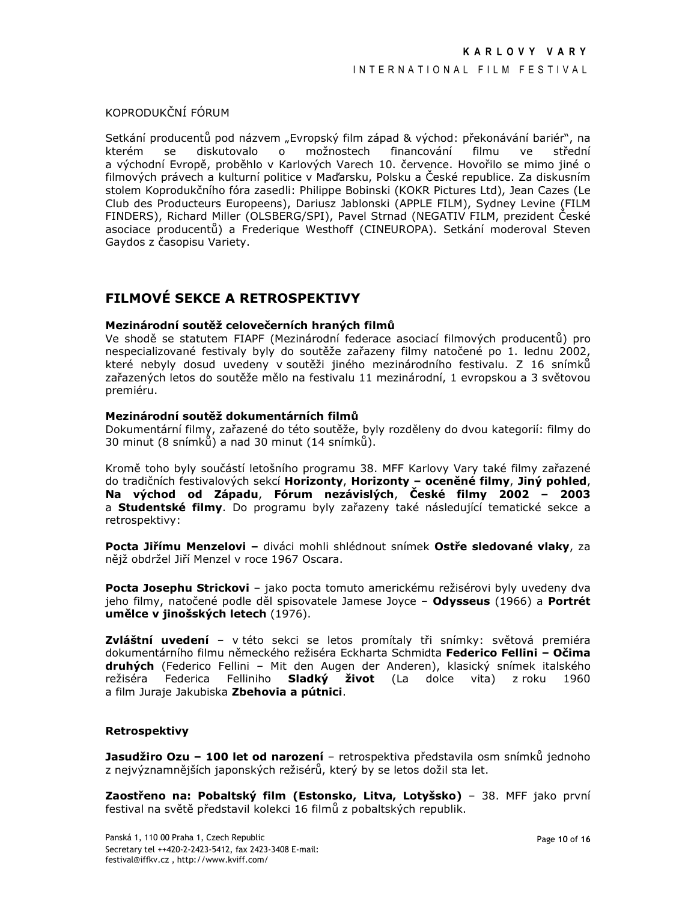KOPRODUKČNÍ FÓRUM

Setkání producentů pod názvem „Evropský film západ & východ: překonávání bariér", na kterém se diskutovalo o možnostech financování filmu ve střední a východní Evropě, proběhlo v Karlových Varech 10. července. Hovořilo se mimo jiné o filmových právech a kulturní politice v Maďarsku, Polsku a České republice. Za diskusním stolem Koprodukčního fóra zasedli: Philippe Bobinski (KOKR Pictures Ltd), Jean Cazes (Le Club des Producteurs Europeens), Dariusz Jablonski (APPLE FILM), Sydney Levine (FILM FINDERS), Richard Miller (OLSBERG/SPI), Pavel Strnad (NEGATIV FILM, prezident České asociace producentů) a Frederique Westhoff (CINEUROPA). Setkání moderoval Steven Gaydos z časopisu Variety.

## FILMOVÉ SEKCE A RETROSPEKTIVY

**Mezinárodní soutěž celovečerních hraných filmů**
Ve shodě se statutem FIAPF (Mezinárodní federace asociací filmových producentů) pro nespecializované festivaly byly do soutěže zařazeny filmy natočené po 1. lednu 2002, které nebyly dosud uvedeny v soutěži jiného mezinárodního festivalu. Z 16 snímků zařazených letos do soutěže mělo na festivalu 11 mezinárodní, 1 evropskou a 3 světovou premiéru.

**Mezinárodní soutěž dokumentárních filmů**
Dokumentární filmy, zařazené do této soutěže, byly rozděleny do dvou kategorií: filmy do 30 minut (8 snímků) a nad 30 minut (14 snímků).

Kromě toho byly součástí letošního programu 38. MFF Karlovy Vary také filmy zařazené do tradičních festivalových sekcí **Horizonty**, **Horizonty – oceněné filmy**, **Jiný pohled**, **Na východ od Západu**, **Fórum nezávislých**, **České filmy 2002 – 2003** a **Studentské filmy**. Do programu byly zařazeny také následující tematické sekce a retrospektivy:

**Pocta Jiřímu Menzelovi –** diváci mohli shlédnout snímek **Ostře sledované vlaky**, za nějž obdržel Jiří Menzel v roce 1967 Oscara.

**Pocta Josephu Strickovi** – jako pocta tomuto americkému režisérovi byly uvedeny dva jeho filmy, natočené podle děl spisovatele Jamese Joyce – **Odysseus** (1966) a **Portrét umělce v jinošských letech** (1976).

**Zvláštní uvedení** – v této sekci se letos promítaly tři snímky: světová premiéra dokumentárního filmu německého režiséra Eckharta Schmidta **Federico Fellini – Očima druhých** (Federico Fellini – Mit den Augen der Anderen), klasický snímek italského režiséra Federica Felliniho **Sladký život** (La dolce vita) z roku 1960 a film Juraje Jakubiska **Zbehovia a pútnici**.

**Retrospektivy**

**Jasudžiro Ozu – 100 let od narození** – retrospektiva představila osm snímků jednoho z nejvýznamnějších japonských režisérů, který by se letos dožil sta let.

**Zaostřeno na: Pobaltský film (Estonsko, Litva, Lotyšsko)** – 38. MFF jako první festival na světě představil kolekci 16 filmů z pobaltských republik.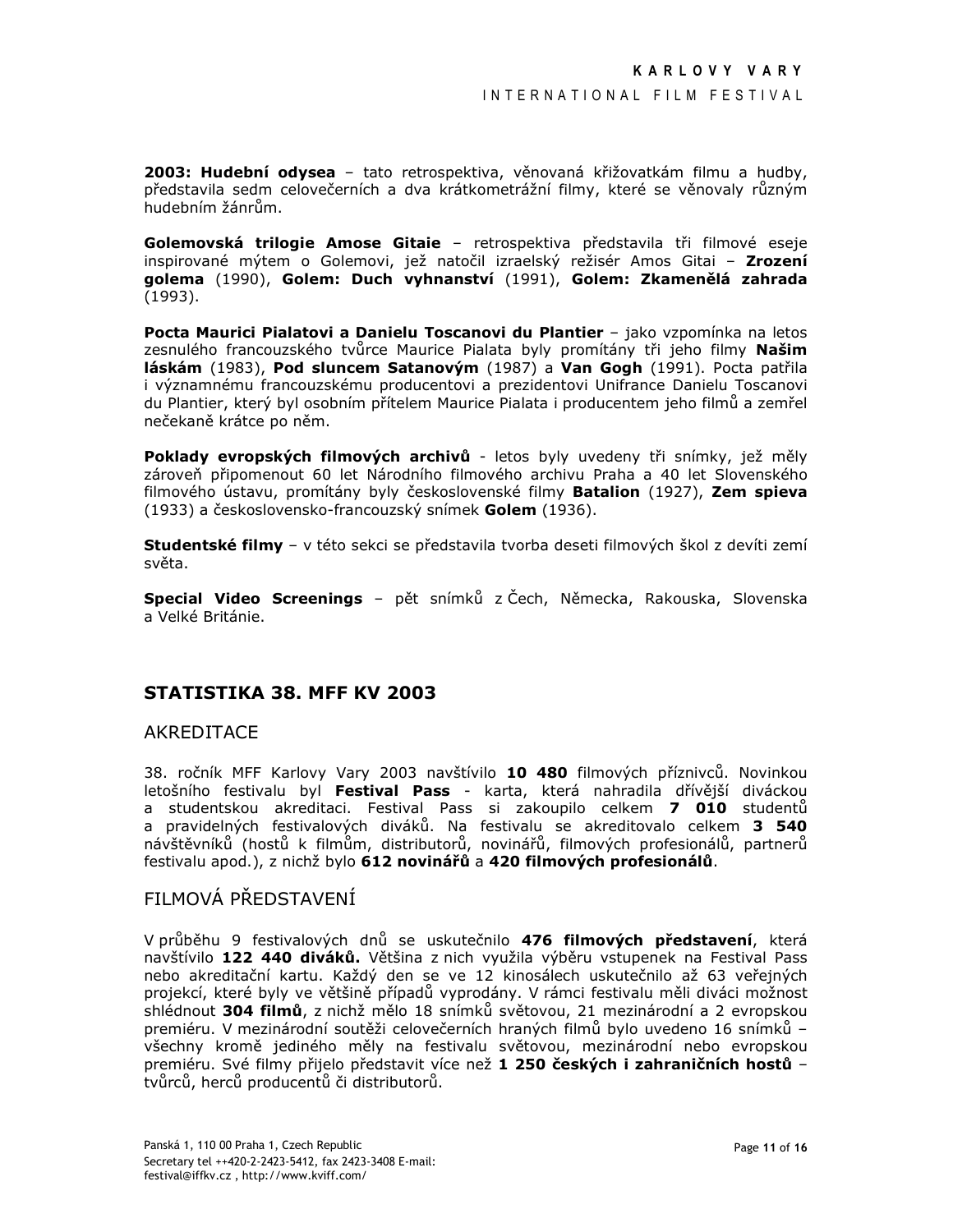**2003: Hudební odysea** – tato retrospektiva, věnovaná křižovatkám filmu a hudby, představila sedm celovečerních a dva krátkometrážní filmy, které se věnovaly různým hudebním žánrům.

**Golemovská trilogie Amose Gitaie** – retrospektiva představila tři filmové eseje inspirované mýtem o Golemovi, jež natočil izraelský režisér Amos Gitai – **Zrození golema** (1990), **Golem: Duch vyhnanství** (1991), **Golem: Zkamenělá zahrada** (1993).

**Pocta Maurici Pialatovi a Danielu Toscanovi du Plantier** – jako vzpomínka na letos zesnulého francouzského tvůrce Maurice Pialata byly promítány tři jeho filmy **Našim láskám** (1983), **Pod sluncem Satanovým** (1987) a **Van Gogh** (1991). Pocta patřila i významnému francouzskému producentovi a prezidentovi Unifrance Danielu Toscanovi du Plantier, který byl osobním přítelem Maurice Pialata i producentem jeho filmů a zemřel nečekaně krátce po něm.

**Poklady evropských filmových archivů** - letos byly uvedeny tři snímky, jež měly zároveň připomenout 60 let Národního filmového archivu Praha a 40 let Slovenského filmového ústavu, promítány byly československé filmy **Batalion** (1927), **Zem spieva** (1933) a československo-francouzský snímek **Golem** (1936).

**Studentské filmy** – v této sekci se představila tvorba deseti filmových škol z devíti zemí světa.

**Special Video Screenings** – pět snímků z Čech, Německa, Rakouska, Slovenska a Velké Británie.

## STATISTIKA 38. MFF KV 2003

### AKREDITACE

38. ročník MFF Karlovy Vary 2003 navštívilo **10 480** filmových příznivců. Novinkou letošního festivalu byl **Festival Pass** - karta, která nahradila dřívější diváckou a studentskou akreditaci. Festival Pass si zakoupilo celkem **7 010** studentů a pravidelných festivalových diváků. Na festivalu se akreditovalo celkem **3 540** návštěvníků (hostů k filmům, distributorů, novinářů, filmových profesionálů, partnerů festivalu apod.), z nichž bylo **612 novinářů** a **420 filmových profesionálů**.

### FILMOVÁ PŘEDSTAVENÍ

V průběhu 9 festivalových dnů se uskutečnilo **476 filmových představení**, která navštívilo **122 440 diváků.** Většina z nich využila výběru vstupenek na Festival Pass nebo akreditační kartu. Každý den se ve 12 kinosálech uskutečnilo až 63 veřejných projekcí, které byly ve většině případů vyprodány. V rámci festivalu měli diváci možnost shlédnout **304 filmů**, z nichž mělo 18 snímků světovou, 21 mezinárodní a 2 evropskou premiéru. V mezinárodní soutěži celovečerních hraných filmů bylo uvedeno 16 snímků – všechny kromě jediného měly na festivalu světovou, mezinárodní nebo evropskou premiéru. Své filmy přijelo představit více než **1 250 českých i zahraničních hostů** – tvůrců, herců producentů či distributorů.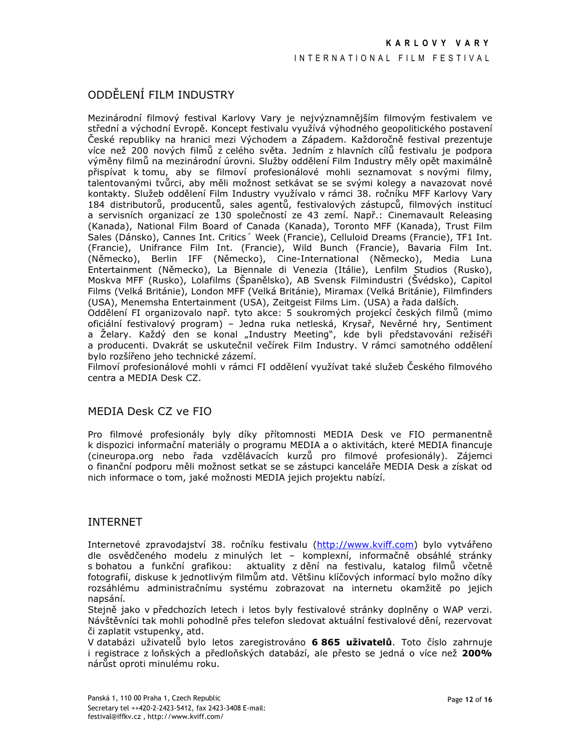## ODDĚLENÍ FILM INDUSTRY

Mezinárodní filmový festival Karlovy Vary je nejvýznamnějším filmovým festivalem ve střední a východní Evropě. Koncept festivalu využívá výhodného geopolitického postavení České republiky na hranici mezi Východem a Západem. Každoročně festival prezentuje více než 200 nových filmů z celého světa. Jedním z hlavních cílů festivalu je podpora výměny filmů na mezinárodní úrovni. Služby oddělení Film Industry měly opět maximálně přispívat k tomu, aby se filmoví profesionálové mohli seznamovat s novými filmy, talentovanými tvůrci, aby měli možnost setkávat se se svými kolegy a navazovat nové kontakty. Služeb oddělení Film Industry využívalo v rámci 38. ročníku MFF Karlovy Vary 184 distributorů, producentů, sales agentů, festivalových zástupců, filmových institucí a servisních organizací ze 130 společností ze 43 zemí. Např.: Cinemavault Releasing (Kanada), National Film Board of Canada (Kanada), Toronto MFF (Kanada), Trust Film Sales (Dánsko), Cannes Int. Critics´ Week (Francie), Celluloid Dreams (Francie), TF1 Int. (Francie), Unifrance Film Int. (Francie), Wild Bunch (Francie), Bavaria Film Int. (Německo), Berlin IFF (Německo), Cine-International (Německo), Media Luna Entertainment (Německo), La Biennale di Venezia (Itálie), Lenfilm Studios (Rusko), Moskva MFF (Rusko), Lolafilms (Španělsko), AB Svensk Filmindustri (Švédsko), Capitol Films (Velká Británie), London MFF (Velká Británie), Miramax (Velká Británie), Filmfinders (USA), Menemsha Entertainment (USA), Zeitgeist Films Lim. (USA) a řada dalších.

Oddělení FI organizovalo např. tyto akce: 5 soukromých projekcí českých filmů (mimo oficiální festivalový program) – Jedna ruka netleská, Krysař, Nevěrné hry, Sentiment a Želary. Každý den se konal „Industry Meeting", kde byli představováni režiséři a producenti. Dvakrát se uskutečnil večírek Film Industry. V rámci samotného oddělení bylo rozšířeno jeho technické zázemí.

Filmoví profesionálové mohli v rámci FI oddělení využívat také služeb Českého filmového centra a MEDIA Desk CZ.

## MEDIA Desk CZ ve FIO

Pro filmové profesionály byly díky přítomnosti MEDIA Desk ve FIO permanentně k dispozici informační materiály o programu MEDIA a o aktivitách, které MEDIA financuje (cineuropa.org nebo řada vzdělávacích kurzů pro filmové profesionály). Zájemci o finanční podporu měli možnost setkat se se zástupci kanceláře MEDIA Desk a získat od nich informace o tom, jaké možnosti MEDIA jejich projektu nabízí.

## INTERNET

Internetové zpravodajství 38. ročníku festivalu (http://www.kviff.com) bylo vytvářeno dle osvědčeného modelu z minulých let – komplexní, informačně obsáhlé stránky s bohatou a funkční grafikou: aktuality z dění na festivalu, katalog filmů včetně fotografií, diskuse k jednotlivým filmům atd. Většinu klíčových informací bylo možno díky rozsáhlému administračnímu systému zobrazovat na internetu okamžitě po jejich napsání.

Stejně jako v předchozích letech i letos byly festivalové stránky doplněny o WAP verzi. Návštěvníci tak mohli pohodlně přes telefon sledovat aktuální festivalové dění, rezervovat či zaplatit vstupenky, atd.

V databázi uživatelů bylo letos zaregistrováno **6 865 uživatelů**. Toto číslo zahrnuje i registrace z loňských a předloňských databází, ale přesto se jedná o více než **200%** nárůst oproti minulému roku.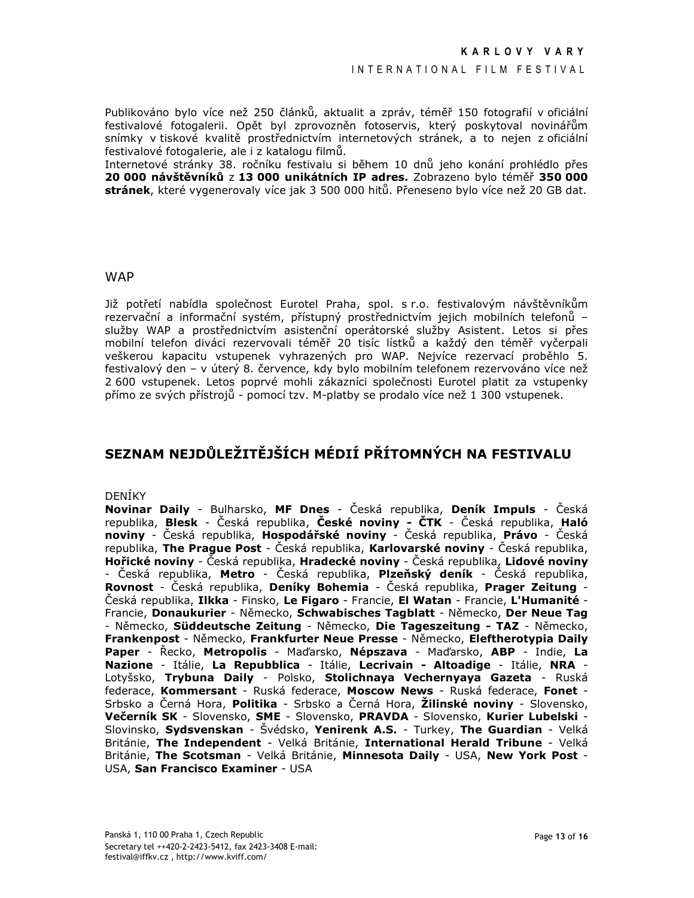Publikováno bylo více než 250 článků, aktualit a zpráv, téměř 150 fotografií v oficiální festivalové fotogalerii. Opět byl zprovozněn fotoservis, který poskytoval novinářům snímky v tiskové kvalitě prostřednictvím internetových stránek, a to nejen z oficiální festivalové fotogalerie, ale i z katalogu filmů.
Internetové stránky 38. ročníku festivalu si během 10 dnů jeho konání prohlédlo přes **20 000 návštěvníků** z **13 000 unikátních IP adres.** Zobrazeno bylo téměř **350 000 stránek**, které vygenerovaly více jak 3 500 000 hitů. Přeneseno bylo více než 20 GB dat.

## WAP

Již potřetí nabídla společnost Eurotel Praha, spol. s r.o. festivalovým návštěvníkům rezervační a informační systém, přístupný prostřednictvím jejich mobilních telefonů – služby WAP a prostřednictvím asistenční operátorské služby Asistent. Letos si přes mobilní telefon diváci rezervovali téměř 20 tisíc lístků a každý den téměř vyčerpali veškerou kapacitu vstupenek vyhrazených pro WAP. Nejvíce rezervací proběhlo 5. festivalový den – v úterý 8. července, kdy bylo mobilním telefonem rezervováno více než 2 600 vstupenek. Letos poprvé mohli zákazníci společnosti Eurotel platit za vstupenky přímo ze svých přístrojů - pomocí tzv. M-platby se prodalo více než 1 300 vstupenek.

## SEZNAM NEJDŮLEŽITĚJŠÍCH MÉDIÍ PŘÍTOMNÝCH NA FESTIVALU

DENÍKY
**Novinar Daily** - Bulharsko, **MF Dnes** - Česká republika, **Deník Impuls** - Česká republika, **Blesk** - Česká republika, **České noviny - ČTK** - Česká republika, **Haló noviny** - Česká republika, **Hospodářské noviny** - Česká republika, **Právo** - Česká republika, **The Prague Post** - Česká republika, **Karlovarské noviny** - Česká republika, **Hořické noviny** - Česká republika, **Hradecké noviny** - Česká republika, **Lidové noviny** - Česká republika, **Metro** - Česká republika, **Plzeňský deník** - Česká republika, **Rovnost** - Česká republika, **Deníky Bohemia** - Česká republika, **Prager Zeitung** - Česká republika, **Ilkka** - Finsko, **Le Figaro** - Francie, **El Watan** - Francie, **L'Humanité** - Francie, **Donaukurier** - Německo, **Schwabisches Tagblatt** - Německo, **Der Neue Tag** - Německo, **Süddeutsche Zeitung** - Německo, **Die Tageszeitung - TAZ** - Německo, **Frankenpost** - Německo, **Frankfurter Neue Presse** - Německo, **Eleftherotypia Daily Paper** - Řecko, **Metropolis** - Maďarsko, **Népszava** - Maďarsko, **ABP** - Indie, **La Nazione** - Itálie, **La Repubblica** - Itálie, **Lecrivain - Altoadige** - Itálie, **NRA** - Lotyšsko, **Trybuna Daily** - Polsko, **Stolichnaya Vechernyaya Gazeta** - Ruská federace, **Kommersant** - Ruská federace, **Moscow News** - Ruská federace, **Fonet** - Srbsko a Černá Hora, **Politika** - Srbsko a Černá Hora, **Žilinské noviny** - Slovensko, **Večerník SK** - Slovensko, **SME** - Slovensko, **PRAVDA** - Slovensko, **Kurier Lubelski** - Slovinsko, **Sydsvenskan** - Švédsko, **Yenirenk A.S.** - Turkey, **The Guardian** - Velká Británie, **The Independent** - Velká Británie, **International Herald Tribune** - Velká Británie, **The Scotsman** - Velká Británie, **Minnesota Daily** - USA, **New York Post** - USA, **San Francisco Examiner** - USA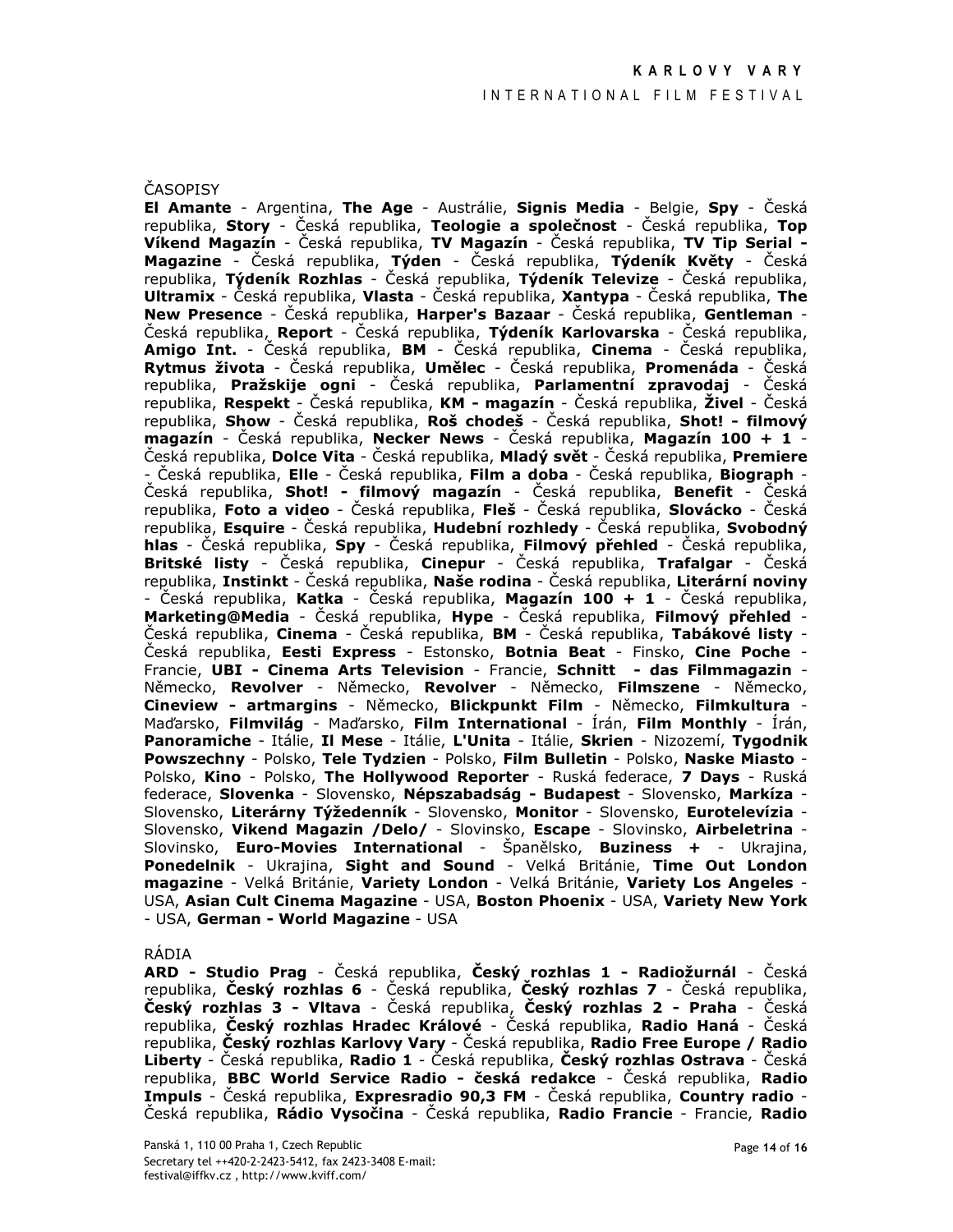ČASOPISY

**El Amante** - Argentina, **The Age** - Austrálie, **Signis Media** - Belgie, **Spy** - Česká republika, **Story** - Česká republika, **Teologie a společnost** - Česká republika, **Top Víkend Magazín** - Česká republika, **TV Magazín** - Česká republika, **TV Tip Serial - Magazine** - Česká republika, **Týden** - Česká republika, **Týdeník Květy** - Česká republika, **Týdeník Rozhlas** - Česká republika, **Týdeník Televize** - Česká republika, **Ultramix** - Česká republika, **Vlasta** - Česká republika, **Xantypa** - Česká republika, **The New Presence** - Česká republika, **Harper's Bazaar** - Česká republika, **Gentleman** - Česká republika, **Report** - Česká republika, **Týdeník Karlovarska** - Česká republika, **Amigo Int.** - Česká republika, **BM** - Česká republika, **Cinema** - Česká republika, **Rytmus života** - Česká republika, **Umělec** - Česká republika, **Promenáda** - Česká republika, **Pražskije ogni** - Česká republika, **Parlamentní zpravodaj** - Česká republika, **Respekt** - Česká republika, **KM - magazín** - Česká republika, **Živel** - Česká republika, **Show** - Česká republika, **Roš chodeš** - Česká republika, **Shot! - filmový magazín** - Česká republika, **Necker News** - Česká republika, **Magazín 100 + 1** - Česká republika, **Dolce Vita** - Česká republika, **Mladý svět** - Česká republika, **Premiere** - Česká republika, **Elle** - Česká republika, **Film a doba** - Česká republika, **Biograph** - Česká republika, **Shot! - filmový magazín** - Česká republika, **Benefit** - Česká republika, **Foto a video** - Česká republika, **Fleš** - Česká republika, **Slovácko** - Česká republika, **Esquire** - Česká republika, **Hudební rozhledy** - Česká republika, **Svobodný hlas** - Česká republika, **Spy** - Česká republika, **Filmový přehled** - Česká republika, **Britské listy** - Česká republika, **Cinepur** - Česká republika, **Trafalgar** - Česká republika, **Instinkt** - Česká republika, **Naše rodina** - Česká republika, **Literární noviny** - Česká republika, **Katka** - Česká republika, **Magazín 100 + 1** - Česká republika, **Marketing@Media** - Česká republika, **Hype** - Česká republika, **Filmový přehled** - Česká republika, **Cinema** - Česká republika, **BM** - Česká republika, **Tabákové listy** - Česká republika, **Eesti Express** - Estonsko, **Botnia Beat** - Finsko, **Cine Poche** - Francie, **UBI - Cinema Arts Television** - Francie, **Schnitt - das Filmmagazin** - Německo, **Revolver** - Německo, **Revolver** - Německo, **Filmszene** - Německo, **Cineview - artmargins** - Německo, **Blickpunkt Film** - Německo, **Filmkultura** - Maďarsko, **Filmvilág** - Maďarsko, **Film International** - Írán, **Film Monthly** - Írán, **Panoramiche** - Itálie, **Il Mese** - Itálie, **L'Unita** - Itálie, **Skrien** - Nizozemí, **Tygodnik Powszechny** - Polsko, **Tele Tydzien** - Polsko, **Film Bulletin** - Polsko, **Naske Miasto** - Polsko, **Kino** - Polsko, **The Hollywood Reporter** - Ruská federace, **7 Days** - Ruská federace, **Slovenka** - Slovensko, **Népszabadság - Budapest** - Slovensko, **Markíza** - Slovensko, **Literárny Týždenník** - Slovensko, **Monitor** - Slovensko, **Eurotelevízia** - Slovensko, **Vikend Magazin /Delo/** - Slovinsko, **Escape** - Slovinsko, **Airbeletrina** - Slovinsko, **Euro-Movies International** - Španělsko, **Buziness +** - Ukrajina, **Ponedelnik** - Ukrajina, **Sight and Sound** - Velká Británie, **Time Out London magazine** - Velká Británie, **Variety London** - Velká Británie, **Variety Los Angeles** - USA, **Asian Cult Cinema Magazine** - USA, **Boston Phoenix** - USA, **Variety New York** - USA, **German - World Magazine** - USA

RÁDIA

**ARD - Studio Prag** - Česká republika, **Český rozhlas 1 - Radiožurnál** - Česká republika, **Český rozhlas 6** - Česká republika, **Český rozhlas 7** - Česká republika, **Český rozhlas 3 - Vltava** - Česká republika, **Český rozhlas 2 - Praha** - Česká republika, **Český rozhlas Hradec Králové** - Česká republika, **Radio Haná** - Česká republika, **Český rozhlas Karlovy Vary** - Česká republika, **Radio Free Europe / Radio Liberty** - Česká republika, **Radio 1** - Česká republika, **Český rozhlas Ostrava** - Česká republika, **BBC World Service Radio - česká redakce** - Česká republika, **Radio Impuls** - Česká republika, **Expresradio 90,3 FM** - Česká republika, **Country radio** - Česká republika, **Rádio Vysočina** - Česká republika, **Radio Francie** - Francie, **Radio**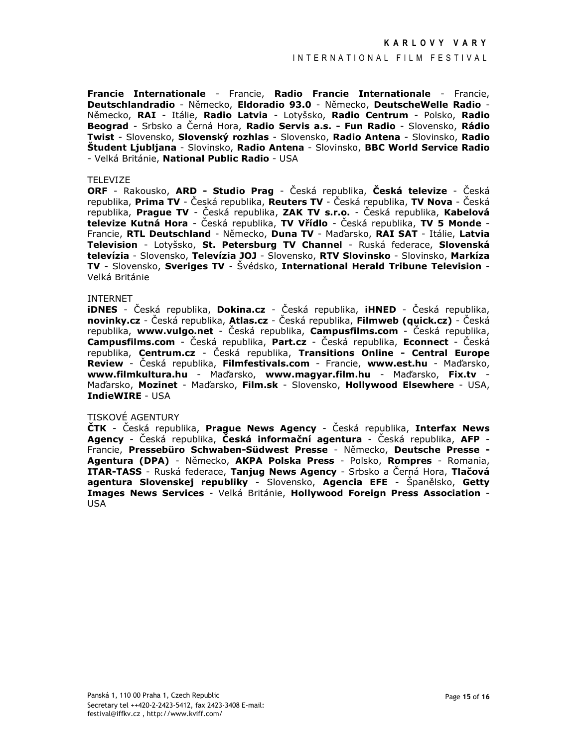**Francie Internationale** - Francie, **Radio Francie Internationale** - Francie, **Deutschlandradio** - Německo, **Eldoradio 93.0** - Německo, **DeutscheWelle Radio** - Německo, **RAI** - Itálie, **Radio Latvia** - Lotyšsko, **Radio Centrum** - Polsko, **Radio Beograd** - Srbsko a Černá Hora, **Radio Servis a.s. - Fun Radio** - Slovensko, **Rádio Twist** - Slovensko, **Slovenský rozhlas** - Slovensko, **Radio Antena** - Slovinsko, **Radio Študent Ljubljana** - Slovinsko, **Radio Antena** - Slovinsko, **BBC World Service Radio** - Velká Británie, **National Public Radio** - USA

TELEVIZE

**ORF** - Rakousko, **ARD - Studio Prag** - Česká republika, **Česká televize** - Česká republika, **Prima TV** - Česká republika, **Reuters TV** - Česká republika, **TV Nova** - Česká republika, **Prague TV** - Česká republika, **ZAK TV s.r.o.** - Česká republika, **Kabelová televize Kutná Hora** - Česká republika, **TV Vřídlo** - Česká republika, **TV 5 Monde** - Francie, **RTL Deutschland** - Německo, **Duna TV** - Maďarsko, **RAI SAT** - Itálie, **Latvia Television** - Lotyšsko, **St. Petersburg TV Channel** - Ruská federace, **Slovenská televízia** - Slovensko, **Televízia JOJ** - Slovensko, **RTV Slovinsko** - Slovinsko, **Markíza TV** - Slovensko, **Sveriges TV** - Švédsko, **International Herald Tribune Television** - Velká Británie

INTERNET

**iDNES** - Česká republika, **Dokina.cz** - Česká republika, **iHNED** - Česká republika, **novinky.cz** - Česká republika, **Atlas.cz** - Česká republika, **Filmweb (quick.cz)** - Česká republika, **www.vulgo.net** - Česká republika, **Campusfilms.com** - Česká republika, **Campusfilms.com** - Česká republika, **Part.cz** - Česká republika, **Econnect** - Česká republika, **Centrum.cz** - Česká republika, **Transitions Online - Central Europe Review** - Česká republika, **Filmfestivals.com** - Francie, **www.est.hu** - Maďarsko, **www.filmkultura.hu** - Maďarsko, **www.magyar.film.hu** - Maďarsko, **Fix.tv** - Maďarsko, **Mozinet** - Maďarsko, **Film.sk** - Slovensko, **Hollywood Elsewhere** - USA, **IndieWIRE** - USA

TISKOVÉ AGENTURY

**ČTK** - Česká republika, **Prague News Agency** - Česká republika, **Interfax News Agency** - Česká republika, **Česká informační agentura** - Česká republika, **AFP** - Francie, **Pressebüro Schwaben-Südwest Presse** - Německo, **Deutsche Presse - Agentura (DPA)** - Německo, **AKPA Polska Press** - Polsko, **Rompres** - Romania, **ITAR-TASS** - Ruská federace, **Tanjug News Agency** - Srbsko a Černá Hora, **Tlačová agentura Slovenskej republiky** - Slovensko, **Agencia EFE** - Španělsko, **Getty Images News Services** - Velká Británie, **Hollywood Foreign Press Association** - USA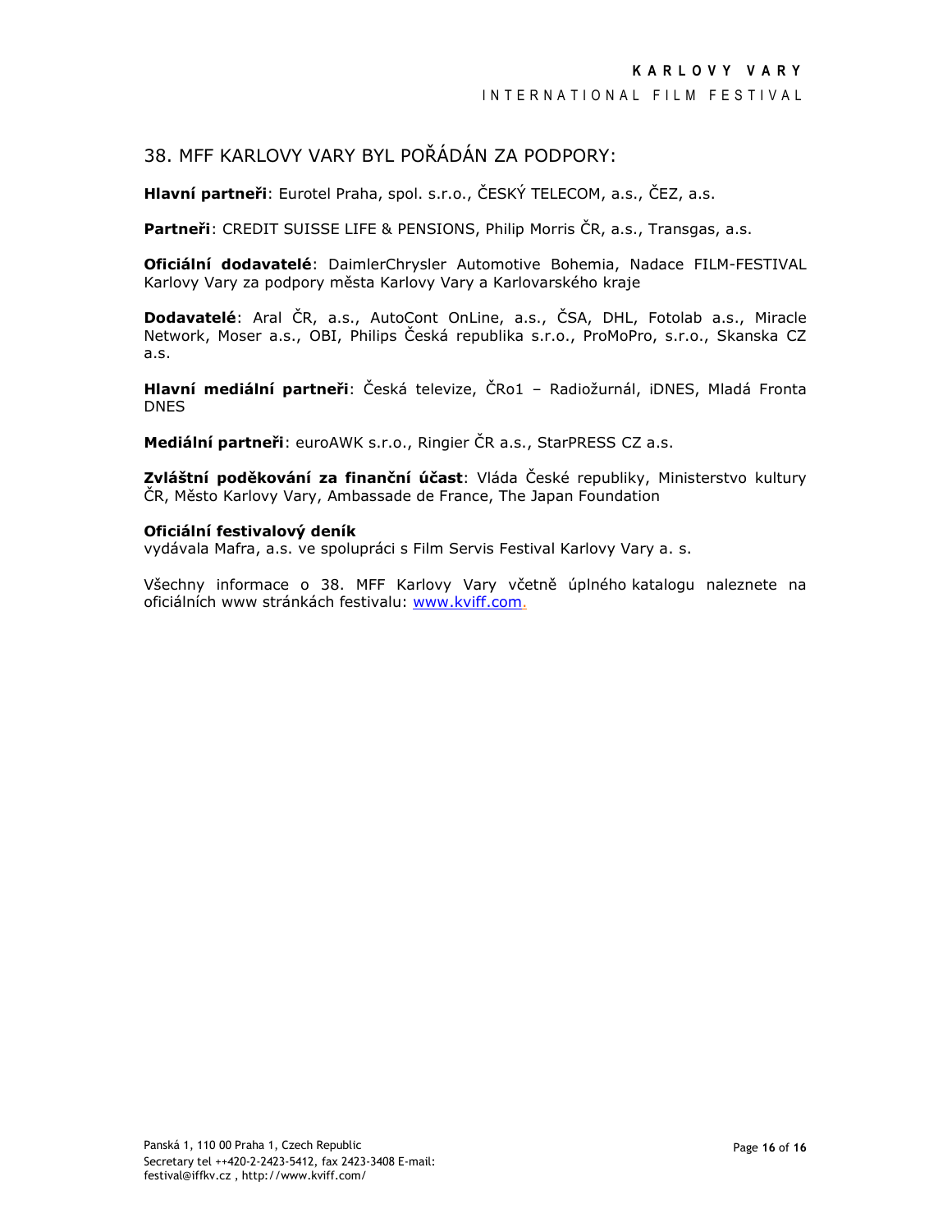## 38. MFF KARLOVY VARY BYL POŘÁDÁN ZA PODPORY:

**Hlavní partneři**: Eurotel Praha, spol. s.r.o., ČESKÝ TELECOM, a.s., ČEZ, a.s.

**Partneři**: CREDIT SUISSE LIFE & PENSIONS, Philip Morris ČR, a.s., Transgas, a.s.

**Oficiální dodavatelé**: DaimlerChrysler Automotive Bohemia, Nadace FILM-FESTIVAL Karlovy Vary za podpory města Karlovy Vary a Karlovarského kraje

**Dodavatelé**: Aral ČR, a.s., AutoCont OnLine, a.s., ČSA, DHL, Fotolab a.s., Miracle Network, Moser a.s., OBI, Philips Česká republika s.r.o., ProMoPro, s.r.o., Skanska CZ a.s.

**Hlavní mediální partneři**: Česká televize, ČRo1 – Radiožurnál, iDNES, Mladá Fronta DNES

**Mediální partneři**: euroAWK s.r.o., Ringier ČR a.s., StarPRESS CZ a.s.

**Zvláštní poděkování za finanční účast**: Vláda České republiky, Ministerstvo kultury ČR, Město Karlovy Vary, Ambassade de France, The Japan Foundation

**Oficiální festivalový deník**
vydávala Mafra, a.s. ve spolupráci s Film Servis Festival Karlovy Vary a. s.

Všechny informace o 38. MFF Karlovy Vary včetně úplného katalogu naleznete na oficiálních www stránkách festivalu: www.kviff.com.

Panská 1, 110 00 Praha 1, Czech Republic
Secretary tel ++420-2-2423-5412, fax 2423-3408 E-mail: festival@iffkv.cz , http://www.kviff.com/